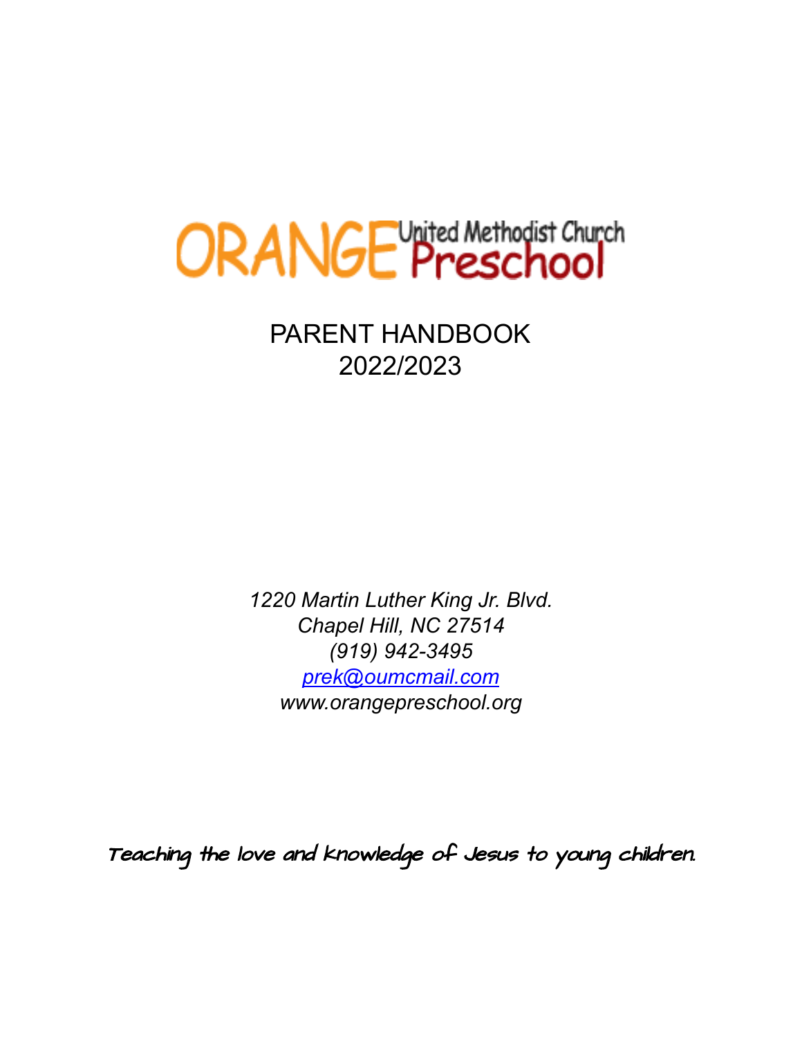# ORANGE United Methodist Church Preschool

## PARENT HANDBOOK
## 2022/2023

*1220 Martin Luther King Jr. Blvd.*
*Chapel Hill, NC 27514*
*(919) 942-3495*
*prek@oumcmail.com*
*www.orangepreschool.org*

Teaching the love and knowledge of Jesus to young children.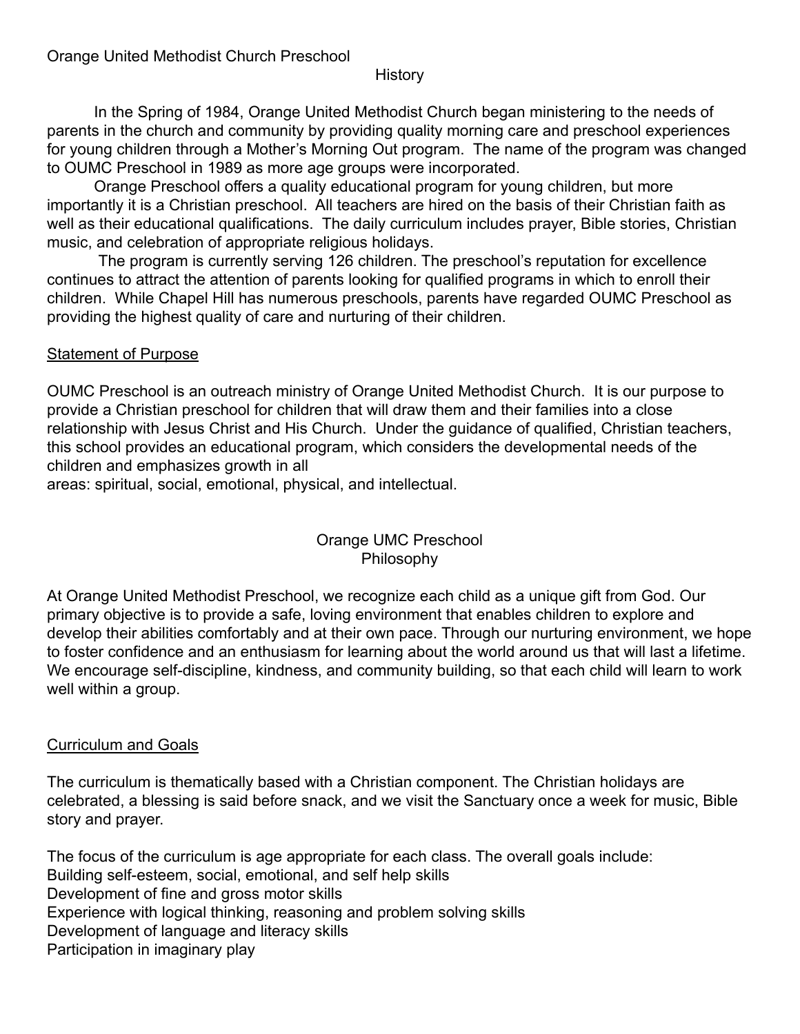Orange United Methodist Church Preschool

## History

In the Spring of 1984, Orange United Methodist Church began ministering to the needs of parents in the church and community by providing quality morning care and preschool experiences for young children through a Mother's Morning Out program. The name of the program was changed to OUMC Preschool in 1989 as more age groups were incorporated.

Orange Preschool offers a quality educational program for young children, but more importantly it is a Christian preschool. All teachers are hired on the basis of their Christian faith as well as their educational qualifications. The daily curriculum includes prayer, Bible stories, Christian music, and celebration of appropriate religious holidays.

The program is currently serving 126 children. The preschool's reputation for excellence continues to attract the attention of parents looking for qualified programs in which to enroll their children. While Chapel Hill has numerous preschools, parents have regarded OUMC Preschool as providing the highest quality of care and nurturing of their children.

## Statement of Purpose

OUMC Preschool is an outreach ministry of Orange United Methodist Church. It is our purpose to provide a Christian preschool for children that will draw them and their families into a close relationship with Jesus Christ and His Church. Under the guidance of qualified, Christian teachers, this school provides an educational program, which considers the developmental needs of the children and emphasizes growth in all areas: spiritual, social, emotional, physical, and intellectual.

## Orange UMC Preschool Philosophy

At Orange United Methodist Preschool, we recognize each child as a unique gift from God. Our primary objective is to provide a safe, loving environment that enables children to explore and develop their abilities comfortably and at their own pace. Through our nurturing environment, we hope to foster confidence and an enthusiasm for learning about the world around us that will last a lifetime. We encourage self-discipline, kindness, and community building, so that each child will learn to work well within a group.

## Curriculum and Goals

The curriculum is thematically based with a Christian component. The Christian holidays are celebrated, a blessing is said before snack, and we visit the Sanctuary once a week for music, Bible story and prayer.

The focus of the curriculum is age appropriate for each class. The overall goals include:

- Building self-esteem, social, emotional, and self help skills
- Development of fine and gross motor skills
- Experience with logical thinking, reasoning and problem solving skills
- Development of language and literacy skills
- Participation in imaginary play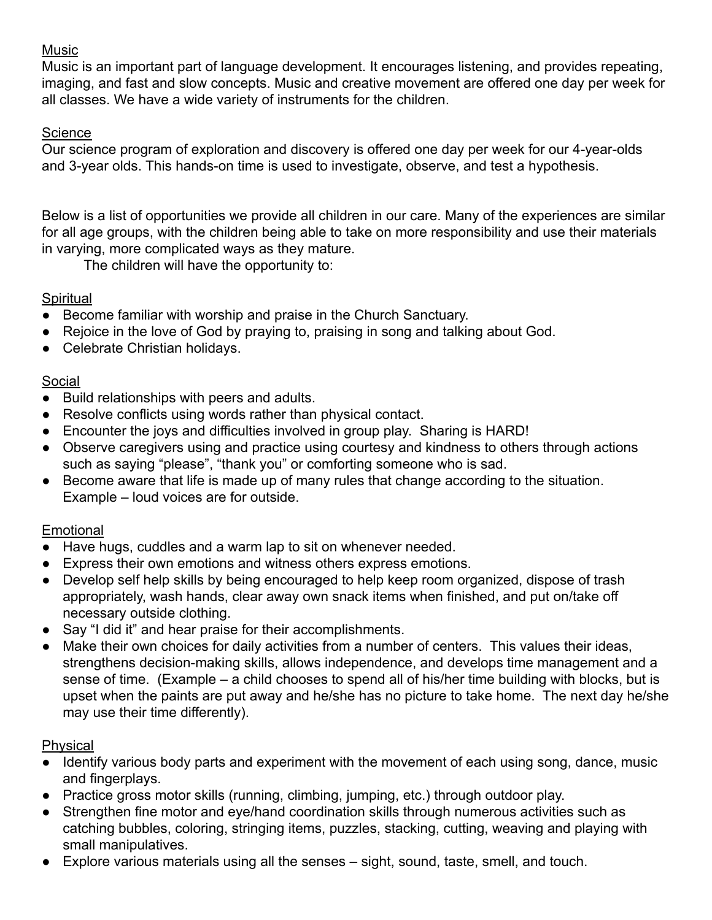## Music

Music is an important part of language development. It encourages listening, and provides repeating, imaging, and fast and slow concepts. Music and creative movement are offered one day per week for all classes. We have a wide variety of instruments for the children.

## Science

Our science program of exploration and discovery is offered one day per week for our 4-year-olds and 3-year olds. This hands-on time is used to investigate, observe, and test a hypothesis.

Below is a list of opportunities we provide all children in our care. Many of the experiences are similar for all age groups, with the children being able to take on more responsibility and use their materials in varying, more complicated ways as they mature.

The children will have the opportunity to:

## Spiritual

- Become familiar with worship and praise in the Church Sanctuary.
- Rejoice in the love of God by praying to, praising in song and talking about God.
- Celebrate Christian holidays.

## Social

- Build relationships with peers and adults.
- Resolve conflicts using words rather than physical contact.
- Encounter the joys and difficulties involved in group play. Sharing is HARD!
- Observe caregivers using and practice using courtesy and kindness to others through actions such as saying "please", "thank you" or comforting someone who is sad.
- Become aware that life is made up of many rules that change according to the situation. Example – loud voices are for outside.

## Emotional

- Have hugs, cuddles and a warm lap to sit on whenever needed.
- Express their own emotions and witness others express emotions.
- Develop self help skills by being encouraged to help keep room organized, dispose of trash appropriately, wash hands, clear away own snack items when finished, and put on/take off necessary outside clothing.
- Say "I did it" and hear praise for their accomplishments.
- Make their own choices for daily activities from a number of centers. This values their ideas, strengthens decision-making skills, allows independence, and develops time management and a sense of time. (Example – a child chooses to spend all of his/her time building with blocks, but is upset when the paints are put away and he/she has no picture to take home. The next day he/she may use their time differently).

## Physical

- Identify various body parts and experiment with the movement of each using song, dance, music and fingerplays.
- Practice gross motor skills (running, climbing, jumping, etc.) through outdoor play.
- Strengthen fine motor and eye/hand coordination skills through numerous activities such as catching bubbles, coloring, stringing items, puzzles, stacking, cutting, weaving and playing with small manipulatives.
- Explore various materials using all the senses – sight, sound, taste, smell, and touch.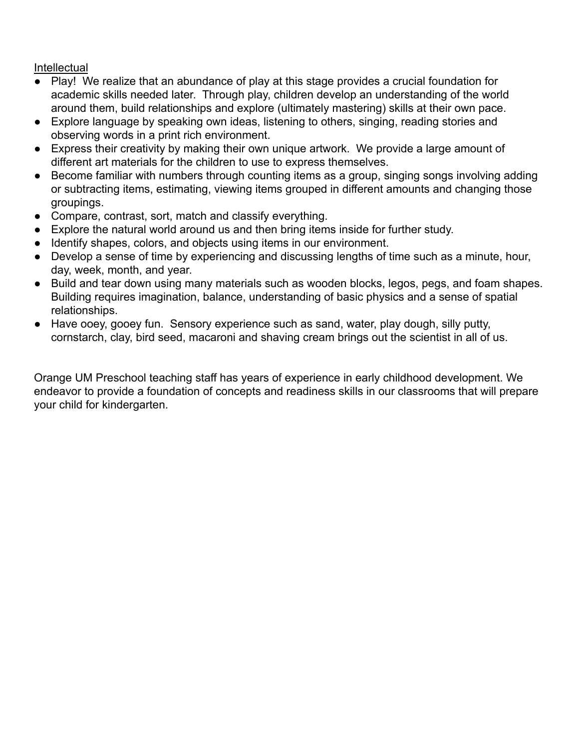<u>Intellectual</u>

- Play!  We realize that an abundance of play at this stage provides a crucial foundation for academic skills needed later.  Through play, children develop an understanding of the world around them, build relationships and explore (ultimately mastering) skills at their own pace.
- Explore language by speaking own ideas, listening to others, singing, reading stories and observing words in a print rich environment.
- Express their creativity by making their own unique artwork.  We provide a large amount of different art materials for the children to use to express themselves.
- Become familiar with numbers through counting items as a group, singing songs involving adding or subtracting items, estimating, viewing items grouped in different amounts and changing those groupings.
- Compare, contrast, sort, match and classify everything.
- Explore the natural world around us and then bring items inside for further study.
- Identify shapes, colors, and objects using items in our environment.
- Develop a sense of time by experiencing and discussing lengths of time such as a minute, hour, day, week, month, and year.
- Build and tear down using many materials such as wooden blocks, legos, pegs, and foam shapes. Building requires imagination, balance, understanding of basic physics and a sense of spatial relationships.
- Have ooey, gooey fun.  Sensory experience such as sand, water, play dough, silly putty, cornstarch, clay, bird seed, macaroni and shaving cream brings out the scientist in all of us.

Orange UM Preschool teaching staff has years of experience in early childhood development. We endeavor to provide a foundation of concepts and readiness skills in our classrooms that will prepare your child for kindergarten.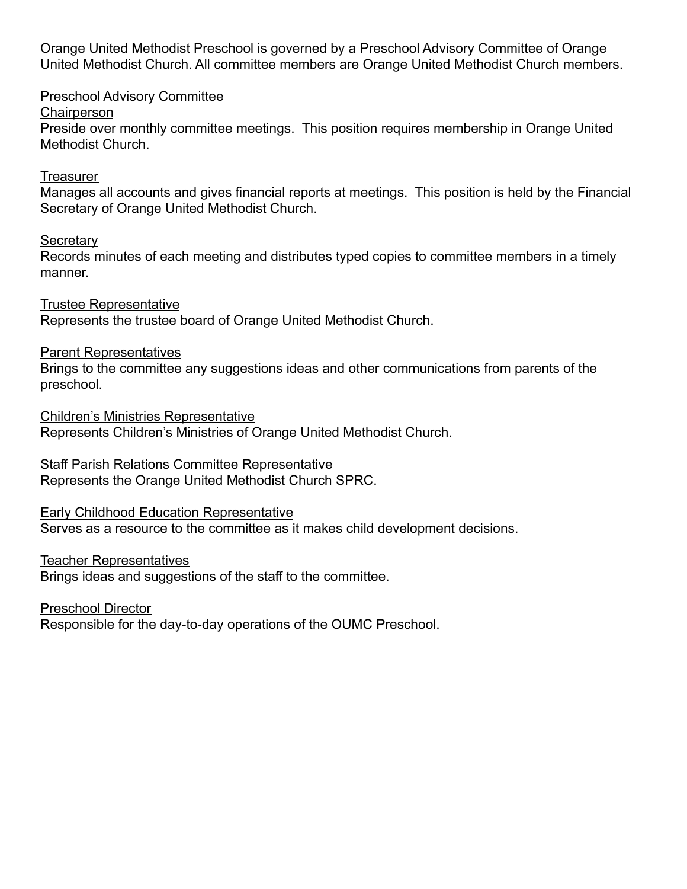Orange United Methodist Preschool is governed by a Preschool Advisory Committee of Orange United Methodist Church. All committee members are Orange United Methodist Church members.

Preschool Advisory Committee

Chairperson

Preside over monthly committee meetings. This position requires membership in Orange United Methodist Church.

Treasurer

Manages all accounts and gives financial reports at meetings. This position is held by the Financial Secretary of Orange United Methodist Church.

Secretary

Records minutes of each meeting and distributes typed copies to committee members in a timely manner.

Trustee Representative

Represents the trustee board of Orange United Methodist Church.

Parent Representatives

Brings to the committee any suggestions ideas and other communications from parents of the preschool.

Children's Ministries Representative

Represents Children's Ministries of Orange United Methodist Church.

Staff Parish Relations Committee Representative

Represents the Orange United Methodist Church SPRC.

Early Childhood Education Representative

Serves as a resource to the committee as it makes child development decisions.

Teacher Representatives

Brings ideas and suggestions of the staff to the committee.

Preschool Director

Responsible for the day-to-day operations of the OUMC Preschool.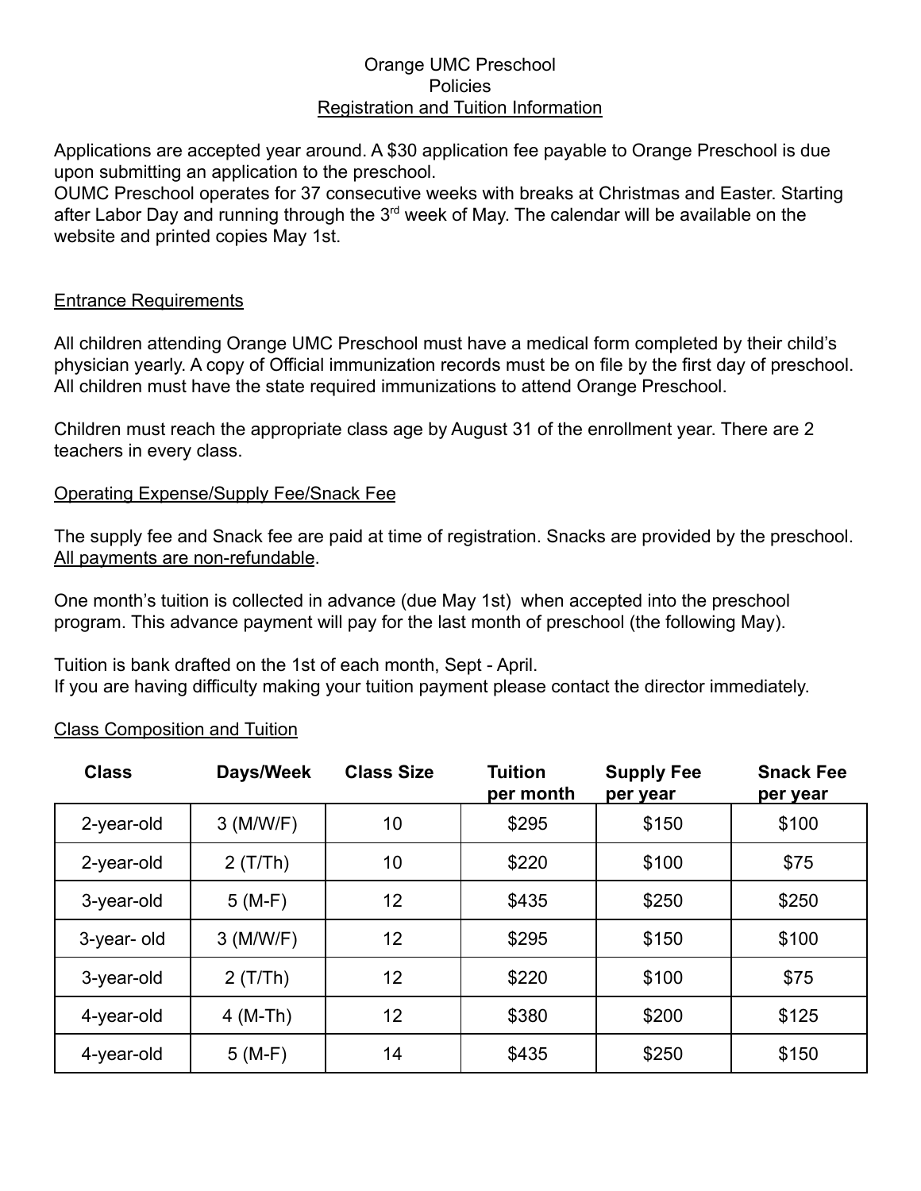# Orange UMC Preschool

## Policies

## Registration and Tuition Information

Applications are accepted year around. A $30 application fee payable to Orange Preschool is due upon submitting an application to the preschool.
OUMC Preschool operates for 37 consecutive weeks with breaks at Christmas and Easter. Starting after Labor Day and running through the 3rd week of May. The calendar will be available on the website and printed copies May 1st.

### Entrance Requirements

All children attending Orange UMC Preschool must have a medical form completed by their child's physician yearly. A copy of Official immunization records must be on file by the first day of preschool. All children must have the state required immunizations to attend Orange Preschool.

Children must reach the appropriate class age by August 31 of the enrollment year. There are 2 teachers in every class.

### Operating Expense/Supply Fee/Snack Fee

The supply fee and Snack fee are paid at time of registration. Snacks are provided by the preschool. All payments are non-refundable.

One month's tuition is collected in advance (due May 1st) when accepted into the preschool program. This advance payment will pay for the last month of preschool (the following May).

Tuition is bank drafted on the 1st of each month, Sept - April.
If you are having difficulty making your tuition payment please contact the director immediately.

### Class Composition and Tuition

| Class | Days/Week | Class Size | Tuition per month | Supply Fee per year | Snack Fee per year |
|---|---|---|---|---|---|
| 2-year-old | 3 (M/W/F) | 10 | $295 | $150 | $100 |
| 2-year-old | 2 (T/Th) | 10 | $220 | $100 | $75 |
| 3-year-old | 5 (M-F) | 12 | $435 | $250 | $250 |
| 3-year- old | 3 (M/W/F) | 12 | $295 | $150 | $100 |
| 3-year-old | 2 (T/Th) | 12 | $220 | $100 | $75 |
| 4-year-old | 4 (M-Th) | 12 | $380 | $200 | $125 |
| 4-year-old | 5 (M-F) | 14 | $435 | $250 | $150 |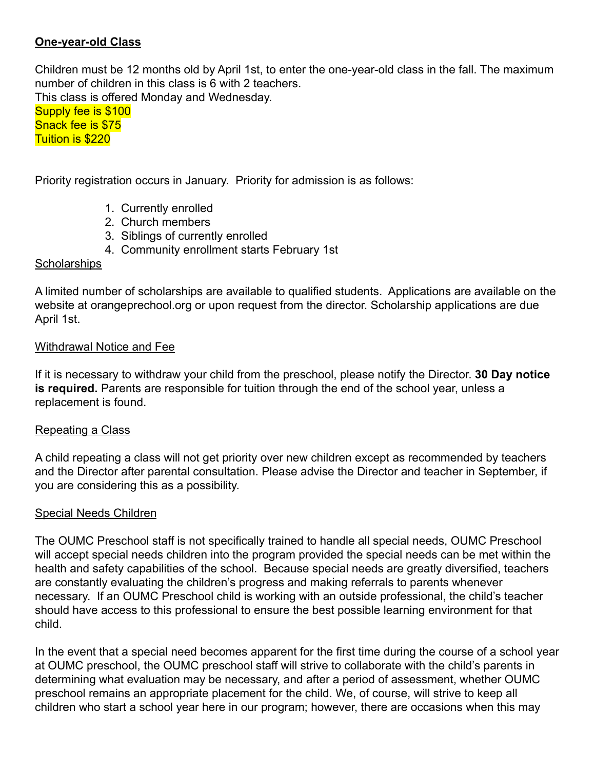**One-year-old Class**

Children must be 12 months old by April 1st, to enter the one-year-old class in the fall. The maximum number of children in this class is 6 with 2 teachers.
This class is offered Monday and Wednesday.
Supply fee is $100
Snack fee is $75
Tuition is $220

Priority registration occurs in January. Priority for admission is as follows:

1. Currently enrolled
2. Church members
3. Siblings of currently enrolled
4. Community enrollment starts February 1st

Scholarships

A limited number of scholarships are available to qualified students. Applications are available on the website at orangepreschool.org or upon request from the director. Scholarship applications are due April 1st.

Withdrawal Notice and Fee

If it is necessary to withdraw your child from the preschool, please notify the Director. **30 Day notice is required.** Parents are responsible for tuition through the end of the school year, unless a replacement is found.

Repeating a Class

A child repeating a class will not get priority over new children except as recommended by teachers and the Director after parental consultation. Please advise the Director and teacher in September, if you are considering this as a possibility.

Special Needs Children

The OUMC Preschool staff is not specifically trained to handle all special needs, OUMC Preschool will accept special needs children into the program provided the special needs can be met within the health and safety capabilities of the school. Because special needs are greatly diversified, teachers are constantly evaluating the children's progress and making referrals to parents whenever necessary. If an OUMC Preschool child is working with an outside professional, the child's teacher should have access to this professional to ensure the best possible learning environment for that child.

In the event that a special need becomes apparent for the first time during the course of a school year at OUMC preschool, the OUMC preschool staff will strive to collaborate with the child's parents in determining what evaluation may be necessary, and after a period of assessment, whether OUMC preschool remains an appropriate placement for the child. We, of course, will strive to keep all children who start a school year here in our program; however, there are occasions when this may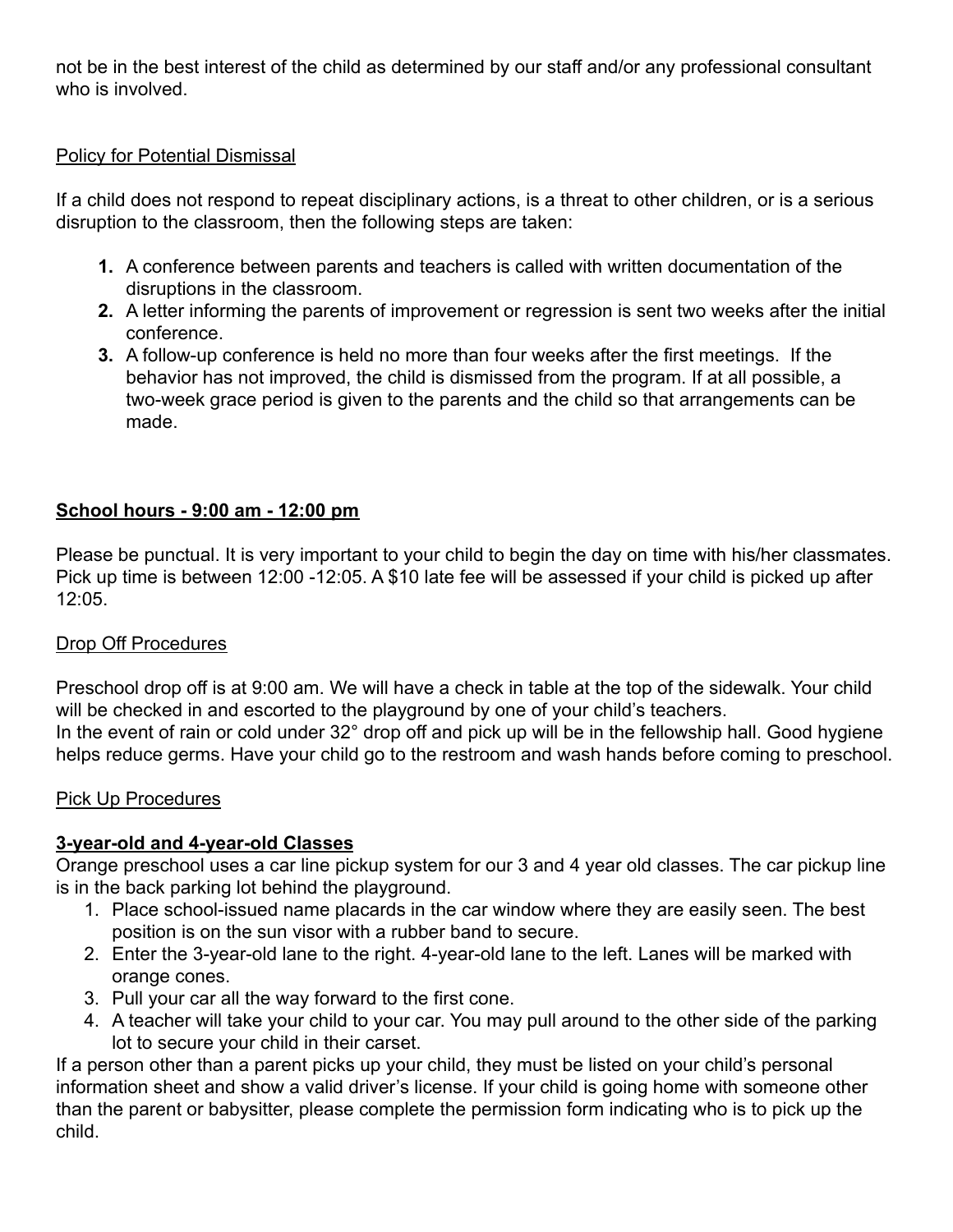not be in the best interest of the child as determined by our staff and/or any professional consultant who is involved.

Policy for Potential Dismissal

If a child does not respond to repeat disciplinary actions, is a threat to other children, or is a serious disruption to the classroom, then the following steps are taken:

1. A conference between parents and teachers is called with written documentation of the disruptions in the classroom.
2. A letter informing the parents of improvement or regression is sent two weeks after the initial conference.
3. A follow-up conference is held no more than four weeks after the first meetings. If the behavior has not improved, the child is dismissed from the program. If at all possible, a two-week grace period is given to the parents and the child so that arrangements can be made.

**School hours - 9:00 am - 12:00 pm**

Please be punctual. It is very important to your child to begin the day on time with his/her classmates. Pick up time is between 12:00 -12:05. A $10 late fee will be assessed if your child is picked up after 12:05.

Drop Off Procedures

Preschool drop off is at 9:00 am. We will have a check in table at the top of the sidewalk. Your child will be checked in and escorted to the playground by one of your child's teachers.
In the event of rain or cold under 32° drop off and pick up will be in the fellowship hall. Good hygiene helps reduce germs. Have your child go to the restroom and wash hands before coming to preschool.

Pick Up Procedures

**3-year-old and 4-year-old Classes**

Orange preschool uses a car line pickup system for our 3 and 4 year old classes. The car pickup line is in the back parking lot behind the playground.

1. Place school-issued name placards in the car window where they are easily seen. The best position is on the sun visor with a rubber band to secure.
2. Enter the 3-year-old lane to the right. 4-year-old lane to the left. Lanes will be marked with orange cones.
3. Pull your car all the way forward to the first cone.
4. A teacher will take your child to your car. You may pull around to the other side of the parking lot to secure your child in their carset.

If a person other than a parent picks up your child, they must be listed on your child's personal information sheet and show a valid driver's license. If your child is going home with someone other than the parent or babysitter, please complete the permission form indicating who is to pick up the child.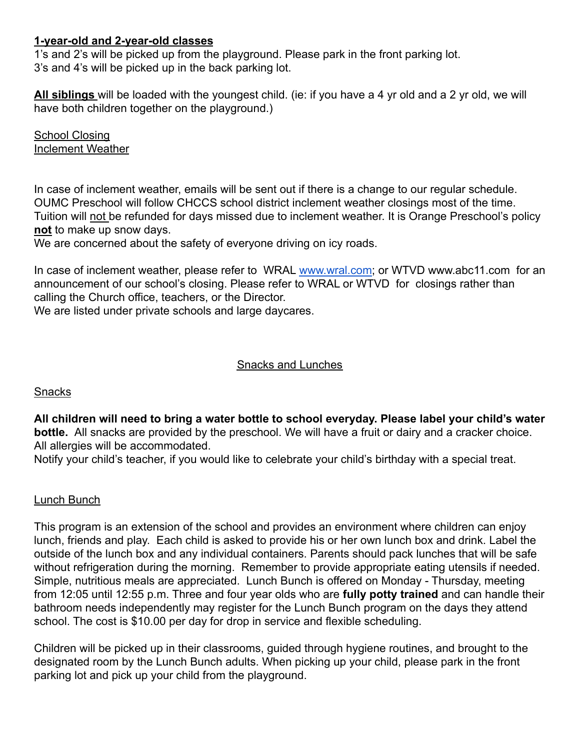**1-year-old and 2-year-old classes**

1's and 2's will be picked up from the playground. Please park in the front parking lot.
3's and 4's will be picked up in the back parking lot.

**All siblings** will be loaded with the youngest child. (ie: if you have a 4 yr old and a 2 yr old, we will have both children together on the playground.)

School Closing
Inclement Weather

In case of inclement weather, emails will be sent out if there is a change to our regular schedule. OUMC Preschool will follow CHCCS school district inclement weather closings most of the time. Tuition will not be refunded for days missed due to inclement weather. It is Orange Preschool's policy **not** to make up snow days.
We are concerned about the safety of everyone driving on icy roads.

In case of inclement weather, please refer to WRAL www.wral.com; or WTVD www.abc11.com for an announcement of our school's closing. Please refer to WRAL or WTVD for closings rather than calling the Church office, teachers, or the Director.
We are listed under private schools and large daycares.

## Snacks and Lunches

### Snacks

**All children will need to bring a water bottle to school everyday. Please label your child's water bottle.** All snacks are provided by the preschool. We will have a fruit or dairy and a cracker choice. All allergies will be accommodated.
Notify your child's teacher, if you would like to celebrate your child's birthday with a special treat.

### Lunch Bunch

This program is an extension of the school and provides an environment where children can enjoy lunch, friends and play. Each child is asked to provide his or her own lunch box and drink. Label the outside of the lunch box and any individual containers. Parents should pack lunches that will be safe without refrigeration during the morning. Remember to provide appropriate eating utensils if needed. Simple, nutritious meals are appreciated. Lunch Bunch is offered on Monday - Thursday, meeting from 12:05 until 12:55 p.m. Three and four year olds who are **fully potty trained** and can handle their bathroom needs independently may register for the Lunch Bunch program on the days they attend school. The cost is $10.00 per day for drop in service and flexible scheduling.

Children will be picked up in their classrooms, guided through hygiene routines, and brought to the designated room by the Lunch Bunch adults. When picking up your child, please park in the front parking lot and pick up your child from the playground.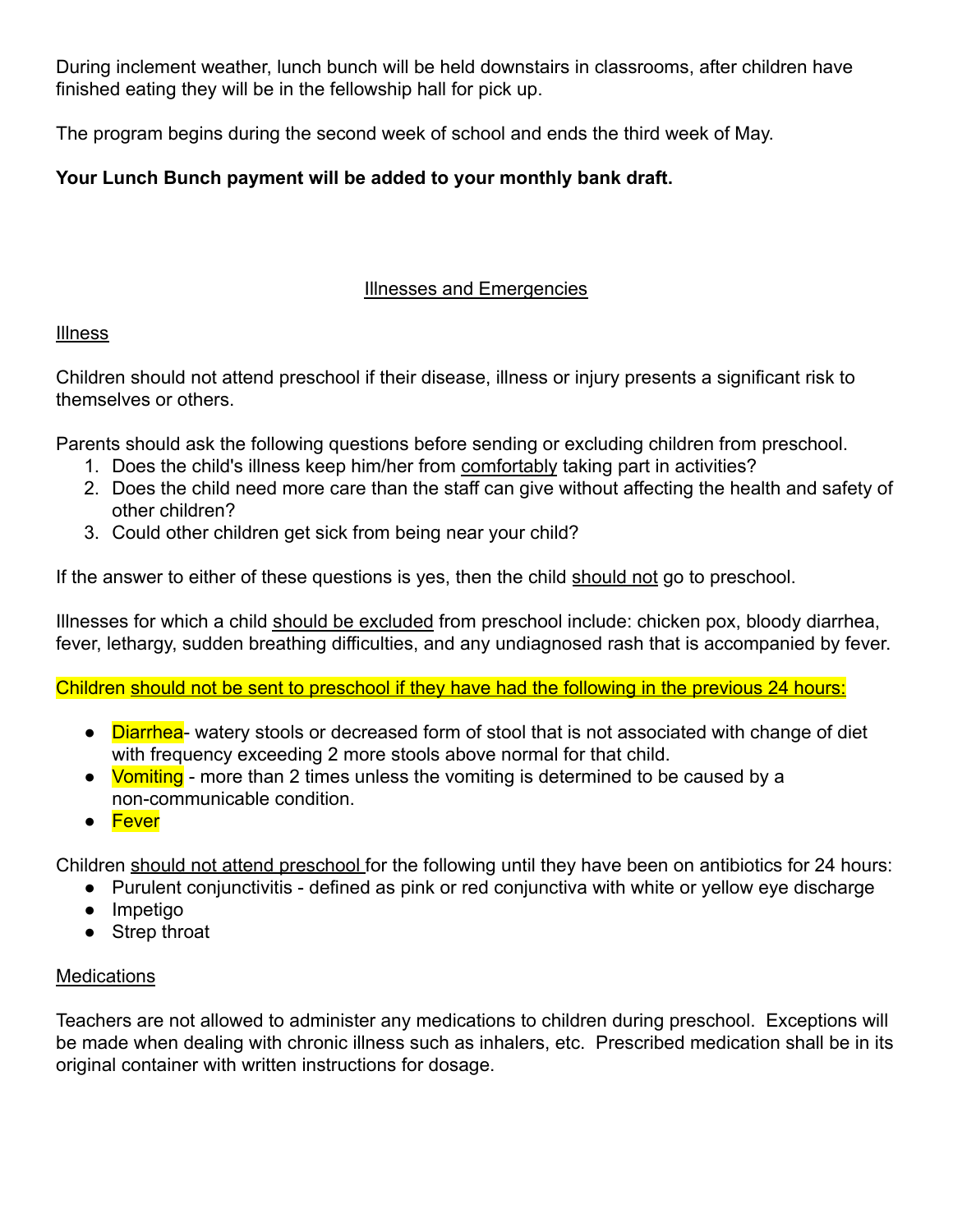During inclement weather, lunch bunch will be held downstairs in classrooms, after children have finished eating they will be in the fellowship hall for pick up.

The program begins during the second week of school and ends the third week of May.

**Your Lunch Bunch payment will be added to your monthly bank draft.**

## Illnesses and Emergencies

### Illness

Children should not attend preschool if their disease, illness or injury presents a significant risk to themselves or others.

Parents should ask the following questions before sending or excluding children from preschool.

1. Does the child's illness keep him/her from comfortably taking part in activities?
2. Does the child need more care than the staff can give without affecting the health and safety of other children?
3. Could other children get sick from being near your child?

If the answer to either of these questions is yes, then the child should not go to preschool.

Illnesses for which a child should be excluded from preschool include: chicken pox, bloody diarrhea, fever, lethargy, sudden breathing difficulties, and any undiagnosed rash that is accompanied by fever.

Children should not be sent to preschool if they have had the following in the previous 24 hours:

- Diarrhea- watery stools or decreased form of stool that is not associated with change of diet with frequency exceeding 2 more stools above normal for that child.
- Vomiting - more than 2 times unless the vomiting is determined to be caused by a non-communicable condition.
- Fever

Children should not attend preschool for the following until they have been on antibiotics for 24 hours:

- Purulent conjunctivitis - defined as pink or red conjunctiva with white or yellow eye discharge
- Impetigo
- Strep throat

### Medications

Teachers are not allowed to administer any medications to children during preschool. Exceptions will be made when dealing with chronic illness such as inhalers, etc. Prescribed medication shall be in its original container with written instructions for dosage.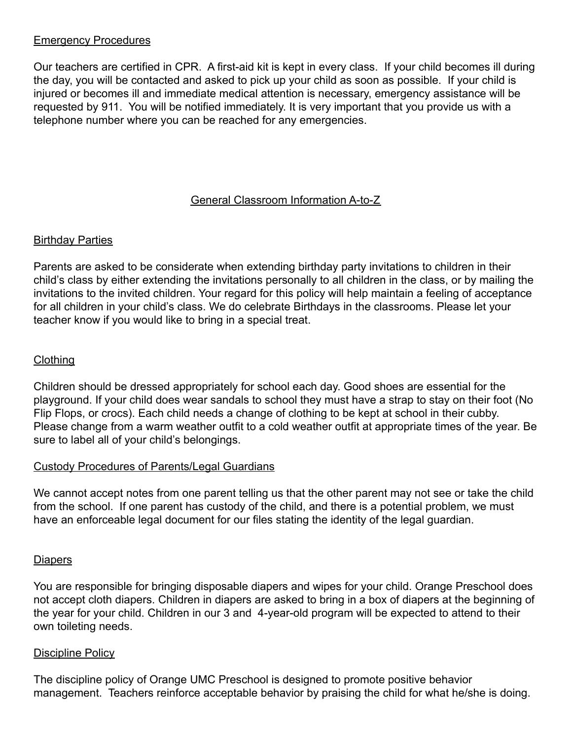## Emergency Procedures

Our teachers are certified in CPR. A first-aid kit is kept in every class. If your child becomes ill during the day, you will be contacted and asked to pick up your child as soon as possible. If your child is injured or becomes ill and immediate medical attention is necessary, emergency assistance will be requested by 911. You will be notified immediately. It is very important that you provide us with a telephone number where you can be reached for any emergencies.

# General Classroom Information A-to-Z

## Birthday Parties

Parents are asked to be considerate when extending birthday party invitations to children in their child's class by either extending the invitations personally to all children in the class, or by mailing the invitations to the invited children. Your regard for this policy will help maintain a feeling of acceptance for all children in your child's class. We do celebrate Birthdays in the classrooms. Please let your teacher know if you would like to bring in a special treat.

## Clothing

Children should be dressed appropriately for school each day. Good shoes are essential for the playground. If your child does wear sandals to school they must have a strap to stay on their foot (No Flip Flops, or crocs). Each child needs a change of clothing to be kept at school in their cubby. Please change from a warm weather outfit to a cold weather outfit at appropriate times of the year. Be sure to label all of your child's belongings.

## Custody Procedures of Parents/Legal Guardians

We cannot accept notes from one parent telling us that the other parent may not see or take the child from the school. If one parent has custody of the child, and there is a potential problem, we must have an enforceable legal document for our files stating the identity of the legal guardian.

## Diapers

You are responsible for bringing disposable diapers and wipes for your child. Orange Preschool does not accept cloth diapers. Children in diapers are asked to bring in a box of diapers at the beginning of the year for your child. Children in our 3 and 4-year-old program will be expected to attend to their own toileting needs.

## Discipline Policy

The discipline policy of Orange UMC Preschool is designed to promote positive behavior management. Teachers reinforce acceptable behavior by praising the child for what he/she is doing.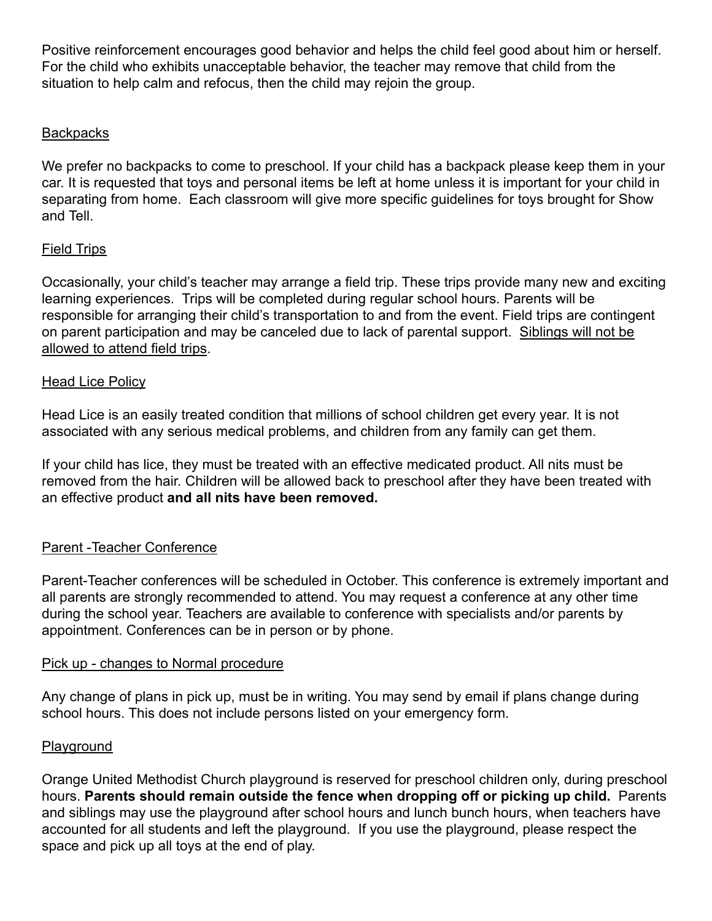Positive reinforcement encourages good behavior and helps the child feel good about him or herself. For the child who exhibits unacceptable behavior, the teacher may remove that child from the situation to help calm and refocus, then the child may rejoin the group.

## Backpacks

We prefer no backpacks to come to preschool. If your child has a backpack please keep them in your car. It is requested that toys and personal items be left at home unless it is important for your child in separating from home. Each classroom will give more specific guidelines for toys brought for Show and Tell.

## Field Trips

Occasionally, your child's teacher may arrange a field trip. These trips provide many new and exciting learning experiences. Trips will be completed during regular school hours. Parents will be responsible for arranging their child's transportation to and from the event. Field trips are contingent on parent participation and may be canceled due to lack of parental support. Siblings will not be allowed to attend field trips.

## Head Lice Policy

Head Lice is an easily treated condition that millions of school children get every year. It is not associated with any serious medical problems, and children from any family can get them.

If your child has lice, they must be treated with an effective medicated product. All nits must be removed from the hair. Children will be allowed back to preschool after they have been treated with an effective product **and all nits have been removed.**

## Parent -Teacher Conference

Parent-Teacher conferences will be scheduled in October. This conference is extremely important and all parents are strongly recommended to attend. You may request a conference at any other time during the school year. Teachers are available to conference with specialists and/or parents by appointment. Conferences can be in person or by phone.

## Pick up - changes to Normal procedure

Any change of plans in pick up, must be in writing. You may send by email if plans change during school hours. This does not include persons listed on your emergency form.

## Playground

Orange United Methodist Church playground is reserved for preschool children only, during preschool hours. **Parents should remain outside the fence when dropping off or picking up child.** Parents and siblings may use the playground after school hours and lunch bunch hours, when teachers have accounted for all students and left the playground. If you use the playground, please respect the space and pick up all toys at the end of play.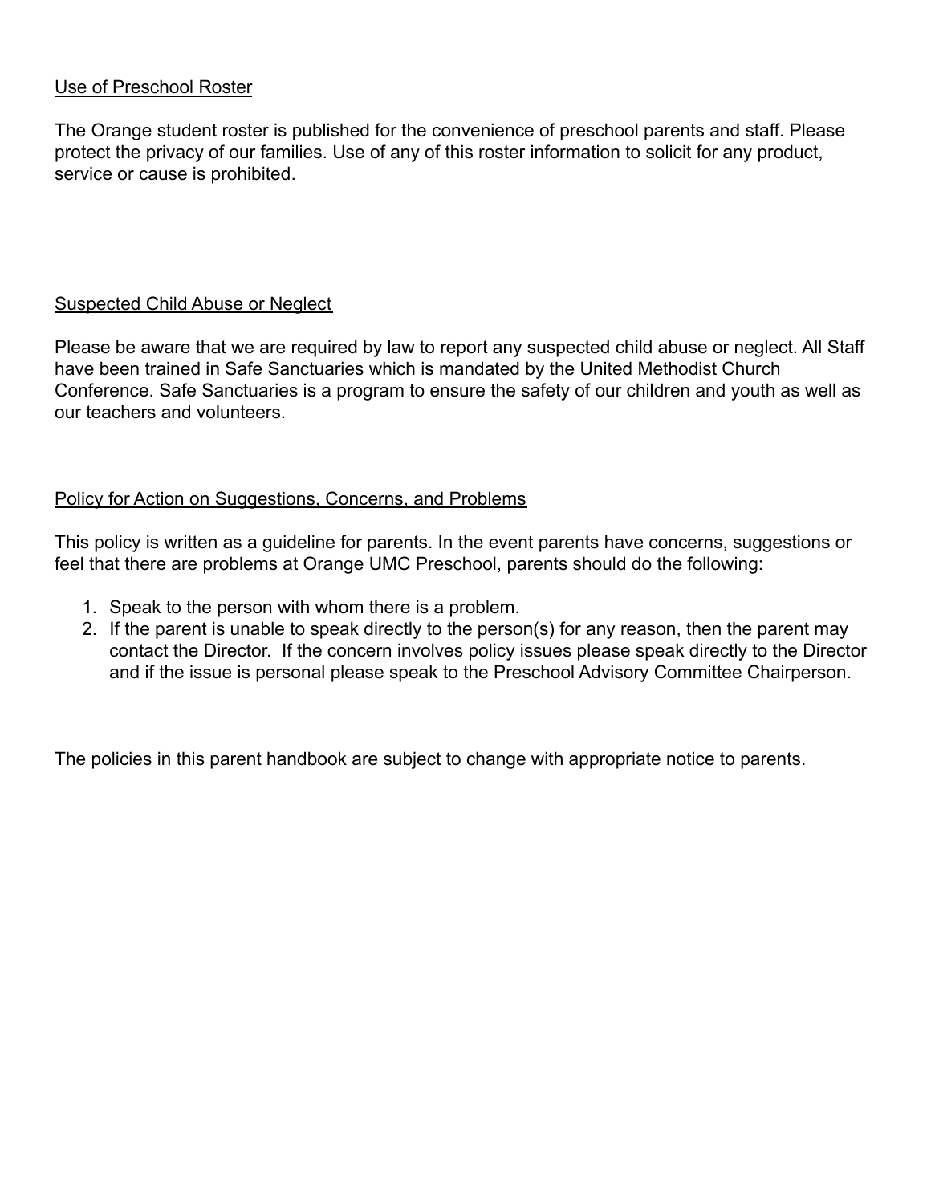## Use of Preschool Roster

The Orange student roster is published for the convenience of preschool parents and staff. Please protect the privacy of our families. Use of any of this roster information to solicit for any product, service or cause is prohibited.

## Suspected Child Abuse or Neglect

Please be aware that we are required by law to report any suspected child abuse or neglect. All Staff have been trained in Safe Sanctuaries which is mandated by the United Methodist Church Conference. Safe Sanctuaries is a program to ensure the safety of our children and youth as well as our teachers and volunteers.

## Policy for Action on Suggestions, Concerns, and Problems

This policy is written as a guideline for parents. In the event parents have concerns, suggestions or feel that there are problems at Orange UMC Preschool, parents should do the following:

1. Speak to the person with whom there is a problem.
2. If the parent is unable to speak directly to the person(s) for any reason, then the parent may contact the Director. If the concern involves policy issues please speak directly to the Director and if the issue is personal please speak to the Preschool Advisory Committee Chairperson.

The policies in this parent handbook are subject to change with appropriate notice to parents.